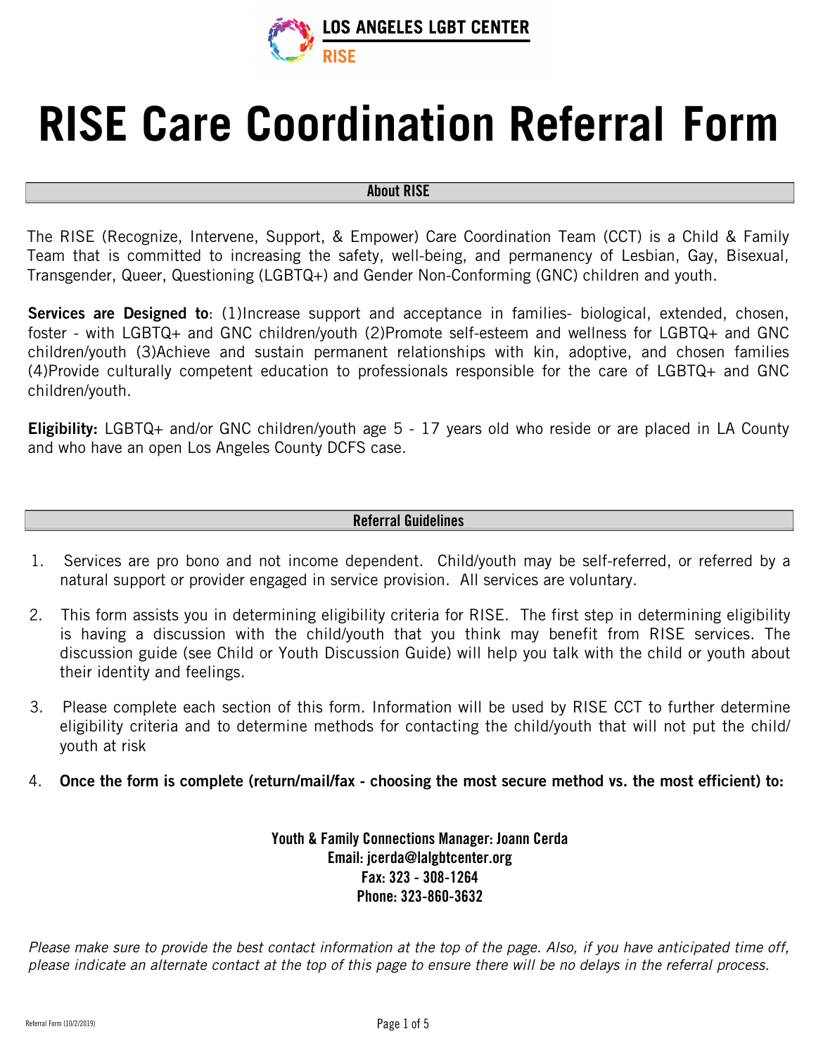LOS ANGELES LGBT CENTER
RISE

# RISE Care Coordination Referral Form

## About RISE

The RISE (Recognize, Intervene, Support, & Empower) Care Coordination Team (CCT) is a Child & Family Team that is committed to increasing the safety, well-being, and permanency of Lesbian, Gay, Bisexual, Transgender, Queer, Questioning (LGBTQ+) and Gender Non-Conforming (GNC) children and youth.

**Services are Designed to**: (1)Increase support and acceptance in families- biological, extended, chosen, foster - with LGBTQ+ and GNC children/youth (2)Promote self-esteem and wellness for LGBTQ+ and GNC children/youth (3)Achieve and sustain permanent relationships with kin, adoptive, and chosen families (4)Provide culturally competent education to professionals responsible for the care of LGBTQ+ and GNC children/youth.

**Eligibility:** LGBTQ+ and/or GNC children/youth age 5 - 17 years old who reside or are placed in LA County and who have an open Los Angeles County DCFS case.

## Referral Guidelines

1. Services are pro bono and not income dependent. Child/youth may be self-referred, or referred by a natural support or provider engaged in service provision. All services are voluntary.
2. This form assists you in determining eligibility criteria for RISE. The first step in determining eligibility is having a discussion with the child/youth that you think may benefit from RISE services. The discussion guide (see Child or Youth Discussion Guide) will help you talk with the child or youth about their identity and feelings.
3. Please complete each section of this form. Information will be used by RISE CCT to further determine eligibility criteria and to determine methods for contacting the child/youth that will not put the child/youth at risk
4. **Once the form is complete (return/mail/fax - choosing the most secure method vs. the most efficient) to:**

**Youth & Family Connections Manager: Joann Cerda**
**Email: jcerda@lalgbtcenter.org**
**Fax: 323 - 308-1264**
**Phone: 323-860-3632**

*Please make sure to provide the best contact information at the top of the page. Also, if you have anticipated time off, please indicate an alternate contact at the top of this page to ensure there will be no delays in the referral process.*

Referral Form (10/2/2019)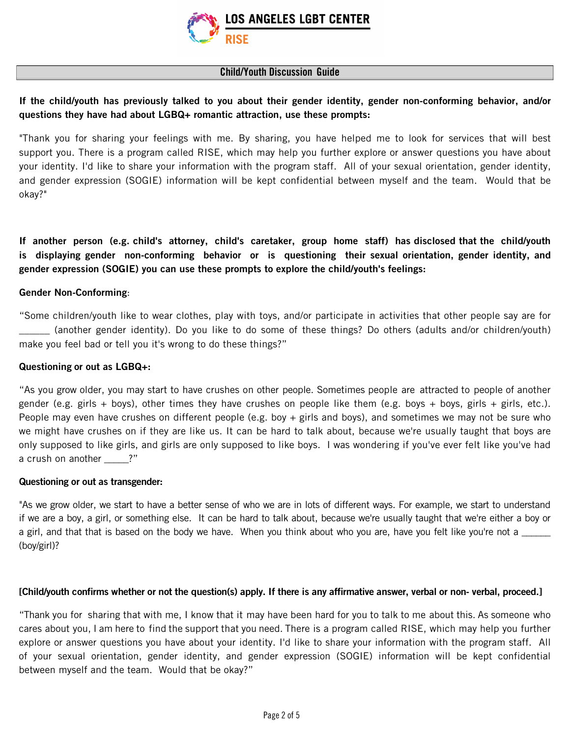# LOS ANGELES LGBT CENTER
## RISE

## Child/Youth Discussion Guide

**If the child/youth has previously talked to you about their gender identity, gender non-conforming behavior, and/or questions they have had about LGBQ+ romantic attraction, use these prompts:**

"Thank you for sharing your feelings with me. By sharing, you have helped me to look for services that will best support you. There is a program called RISE, which may help you further explore or answer questions you have about your identity. I'd like to share your information with the program staff. All of your sexual orientation, gender identity, and gender expression (SOGIE) information will be kept confidential between myself and the team. Would that be okay?"

**If another person (e.g. child's attorney, child's caretaker, group home staff) has disclosed that the child/youth is displaying gender non-conforming behavior or is questioning their sexual orientation, gender identity, and gender expression (SOGIE) you can use these prompts to explore the child/youth's feelings:**

**Gender Non-Conforming**:

"Some children/youth like to wear clothes, play with toys, and/or participate in activities that other people say are for ______ (another gender identity). Do you like to do some of these things? Do others (adults and/or children/youth) make you feel bad or tell you it's wrong to do these things?"

**Questioning or out as LGBQ+:**

"As you grow older, you may start to have crushes on other people. Sometimes people are attracted to people of another gender (e.g. girls + boys), other times they have crushes on people like them (e.g. boys + boys, girls + girls, etc.). People may even have crushes on different people (e.g. boy + girls and boys), and sometimes we may not be sure who we might have crushes on if they are like us. It can be hard to talk about, because we're usually taught that boys are only supposed to like girls, and girls are only supposed to like boys. I was wondering if you've ever felt like you've had a crush on another _____?"

**Questioning or out as transgender:**

"As we grow older, we start to have a better sense of who we are in lots of different ways. For example, we start to understand if we are a boy, a girl, or something else. It can be hard to talk about, because we're usually taught that we're either a boy or a girl, and that that is based on the body we have. When you think about who you are, have you felt like you're not a ______ (boy/girl)?

**[Child/youth confirms whether or not the question(s) apply. If there is any affirmative answer, verbal or non- verbal, proceed.]**

"Thank you for sharing that with me, I know that it may have been hard for you to talk to me about this. As someone who cares about you, I am here to find the support that you need. There is a program called RISE, which may help you further explore or answer questions you have about your identity. I'd like to share your information with the program staff. All of your sexual orientation, gender identity, and gender expression (SOGIE) information will be kept confidential between myself and the team. Would that be okay?"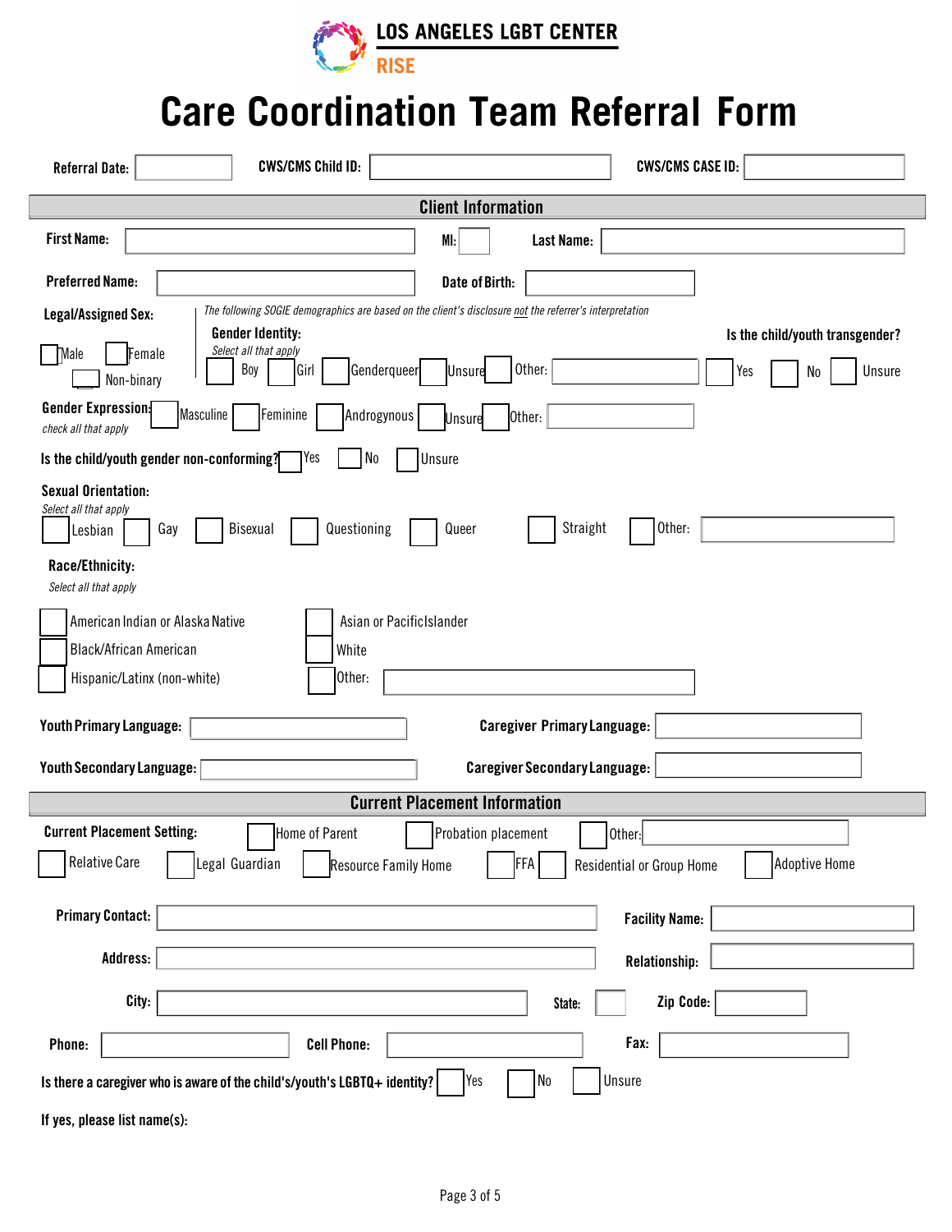LOS ANGELES LGBT CENTER
RISE

# Care Coordination Team Referral Form

**Referral Date:** ______ **CWS/CMS Child ID:** ______ **CWS/CMS CASE ID:** ______

## Client Information

**First Name:** ______ **MI:** ______ **Last Name:** ______

**Preferred Name:** ______ **Date of Birth:** ______

*The following SOGIE demographics are based on the client's disclosure not the referrer's interpretation*

**Legal/Assigned Sex:**
☐ Male ☐ Female ☐ Non-binary

**Gender Identity:**
*Select all that apply*
☐ Boy ☐ Girl ☐ Genderqueer ☐ Unsure ☐ Other: ______

**Is the child/youth transgender?** ☐ Yes ☐ No ☐ Unsure

**Gender Expression:**
*check all that apply*
☐ Masculine ☐ Feminine ☐ Androgynous ☐ Unsure ☐ Other: ______

**Is the child/youth gender non-conforming?** ☐ Yes ☐ No ☐ Unsure

**Sexual Orientation:**
*Select all that apply*
☐ Lesbian ☐ Gay ☐ Bisexual ☐ Questioning ☐ Queer ☐ Straight ☐ Other: ______

**Race/Ethnicity:**
*Select all that apply*
☐ American Indian or Alaska Native
☐ Black/African American
☐ Hispanic/Latinx (non-white)
☐ Asian or Pacific Islander
☐ White
☐ Other: ______

**Youth Primary Language:** ______ **Caregiver Primary Language:** ______

**Youth Secondary Language:** ______ **Caregiver Secondary Language:** ______

## Current Placement Information

**Current Placement Setting:**
☐ Home of Parent ☐ Probation placement ☐ Other: ______
☐ Relative Care ☐ Legal Guardian ☐ Resource Family Home ☐ FFA ☐ Residential or Group Home ☐ Adoptive Home

**Primary Contact:** ______ **Facility Name:** ______

**Address:** ______ **Relationship:** ______

**City:** ______ **State:** ______ **Zip Code:** ______

**Phone:** ______ **Cell Phone:** ______ **Fax:** ______

**Is there a caregiver who is aware of the child's/youth's LGBTQ+ identity?** ☐ Yes ☐ No ☐ Unsure

**If yes, please list name(s):**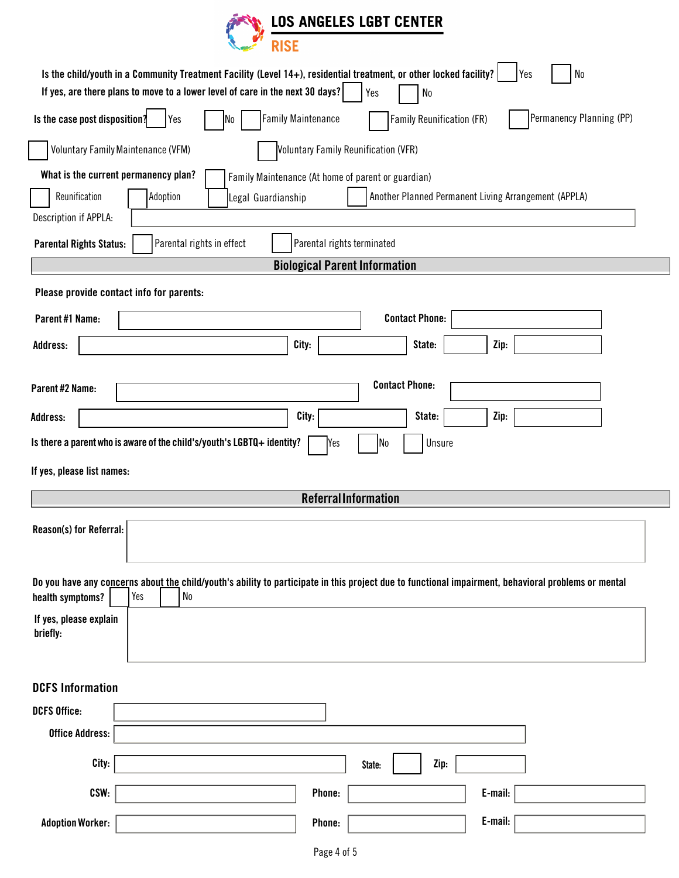**LOS ANGELES LGBT CENTER**
**RISE**

**Is the child/youth in a Community Treatment Facility (Level 14+), residential treatment, or other locked facility?** ☐ Yes ☐ No

**If yes, are there plans to move to a lower level of care in the next 30 days?** ☐ Yes ☐ No

**Is the case post disposition?** ☐ Yes ☐ No ☐ Family Maintenance ☐ Family Reunification (FR) ☐ Permanency Planning (PP)

☐ Voluntary Family Maintenance (VFM) ☐ Voluntary Family Reunification (VFR)

**What is the current permanency plan?** ☐ Family Maintenance (At home of parent or guardian)

☐ Reunification ☐ Adoption ☐ Legal Guardianship ☐ Another Planned Permanent Living Arrangement (APPLA)

Description if APPLA: ____________________

**Parental Rights Status:** ☐ Parental rights in effect ☐ Parental rights terminated

## Biological Parent Information

**Please provide contact info for parents:**

**Parent #1 Name:** ____________________ **Contact Phone:** ____________________

**Address:** ____________________ **City:** __________ **State:** ______ **Zip:** ________

**Parent #2 Name:** ____________________ **Contact Phone:** ____________________

**Address:** ____________________ **City:** __________ **State:** ______ **Zip:** ________

**Is there a parent who is aware of the child's/youth's LGBTQ+ identity?** ☐ Yes ☐ No ☐ Unsure

**If yes, please list names:**

## Referral Information

**Reason(s) for Referral:** ____________________

**Do you have any concerns about the child/youth's ability to participate in this project due to functional impairment, behavioral problems or mental health symptoms?** ☐ Yes ☐ No

**If yes, please explain briefly:** ____________________

### DCFS Information

**DCFS Office:** ____________________

**Office Address:** ____________________

**City:** ____________________ **State:** ______ **Zip:** ________

**CSW:** ____________________ **Phone:** ____________________ **E-mail:** ____________________

**Adoption Worker:** ____________________ **Phone:** ____________________ **E-mail:** ____________________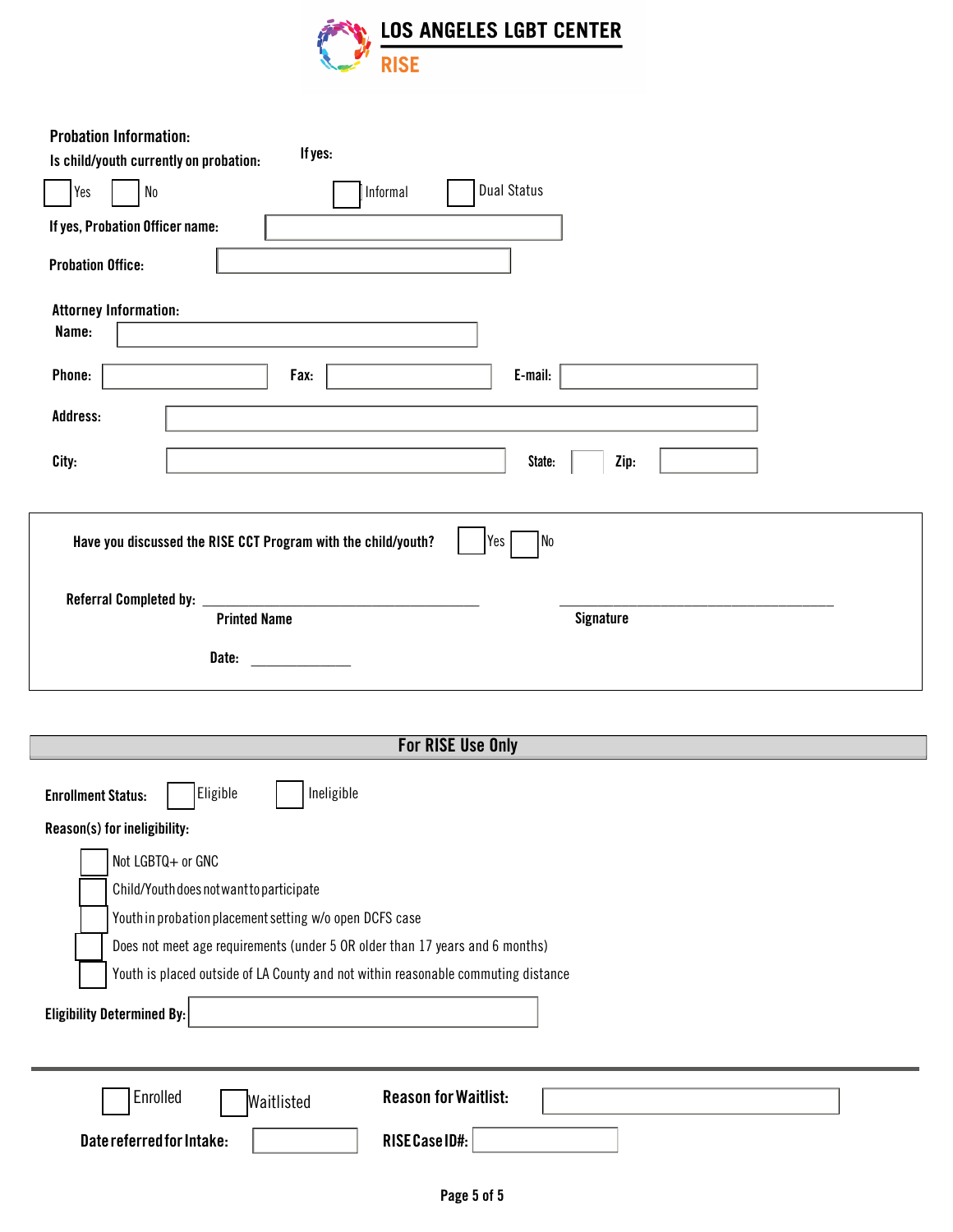**LOS ANGELES LGBT CENTER**
**RISE**

**Probation Information:**

**Is child/youth currently on probation:**

☐ Yes ☐ No

**If yes:**

☐ Informal ☐ Dual Status

**If yes, Probation Officer name:** ____________________

**Probation Office:** ____________________

**Attorney Information:**

**Name:** ____________________

**Phone:** ____________________ **Fax:** ____________________ **E-mail:** ____________________

**Address:** ____________________

**City:** ____________________ **State:** ______ **Zip:** ____________________

---

**Have you discussed the RISE CCT Program with the child/youth?** ☐ Yes ☐ No

**Referral Completed by:** ______________________________ ______________________________

**Printed Name** **Signature**

**Date:** ______________

---

## For RISE Use Only

**Enrollment Status:** ☐ Eligible ☐ Ineligible

**Reason(s) for ineligibility:**

- ☐ Not LGBTQ+ or GNC
- ☐ Child/Youth does not want to participate
- ☐ Youth in probation placement setting w/o open DCFS case
- ☐ Does not meet age requirements (under 5 OR older than 17 years and 6 months)
- ☐ Youth is placed outside of LA County and not within reasonable commuting distance

**Eligibility Determined By:** ____________________

---

☐ Enrolled ☐ Waitlisted **Reason for Waitlist:** ____________________

**Date referred for Intake:** ____________________ **RISE Case ID#:** ____________________